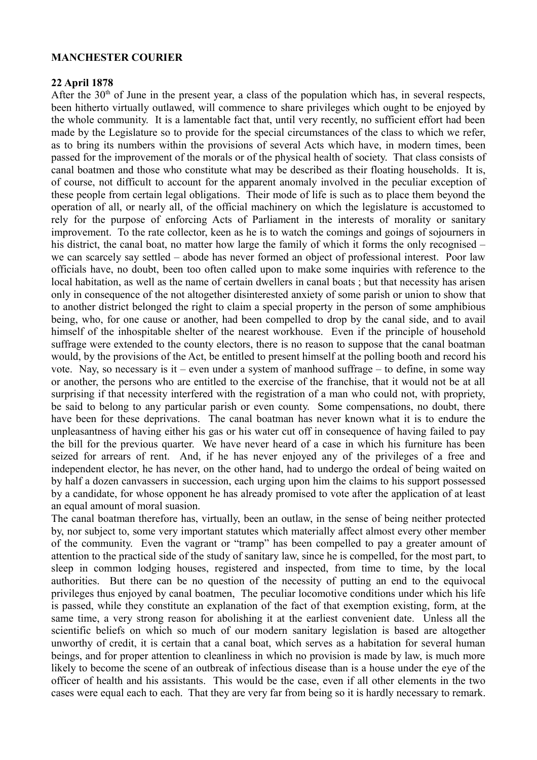**MANCHESTER COURIER**

**22 April 1878**

After the 30th of June in the present year, a class of the population which has, in several respects, been hitherto virtually outlawed, will commence to share privileges which ought to be enjoyed by the whole community. It is a lamentable fact that, until very recently, no sufficient effort had been made by the Legislature so to provide for the special circumstances of the class to which we refer, as to bring its numbers within the provisions of several Acts which have, in modern times, been passed for the improvement of the morals or of the physical health of society. That class consists of canal boatmen and those who constitute what may be described as their floating households. It is, of course, not difficult to account for the apparent anomaly involved in the peculiar exception of these people from certain legal obligations. Their mode of life is such as to place them beyond the operation of all, or nearly all, of the official machinery on which the legislature is accustomed to rely for the purpose of enforcing Acts of Parliament in the interests of morality or sanitary improvement. To the rate collector, keen as he is to watch the comings and goings of sojourners in his district, the canal boat, no matter how large the family of which it forms the only recognised – we can scarcely say settled – abode has never formed an object of professional interest. Poor law officials have, no doubt, been too often called upon to make some inquiries with reference to the local habitation, as well as the name of certain dwellers in canal boats ; but that necessity has arisen only in consequence of the not altogether disinterested anxiety of some parish or union to show that to another district belonged the right to claim a special property in the person of some amphibious being, who, for one cause or another, had been compelled to drop by the canal side, and to avail himself of the inhospitable shelter of the nearest workhouse. Even if the principle of household suffrage were extended to the county electors, there is no reason to suppose that the canal boatman would, by the provisions of the Act, be entitled to present himself at the polling booth and record his vote. Nay, so necessary is it – even under a system of manhood suffrage – to define, in some way or another, the persons who are entitled to the exercise of the franchise, that it would not be at all surprising if that necessity interfered with the registration of a man who could not, with propriety, be said to belong to any particular parish or even county. Some compensations, no doubt, there have been for these deprivations. The canal boatman has never known what it is to endure the unpleasantness of having either his gas or his water cut off in consequence of having failed to pay the bill for the previous quarter. We have never heard of a case in which his furniture has been seized for arrears of rent. And, if he has never enjoyed any of the privileges of a free and independent elector, he has never, on the other hand, had to undergo the ordeal of being waited on by half a dozen canvassers in succession, each urging upon him the claims to his support possessed by a candidate, for whose opponent he has already promised to vote after the application of at least an equal amount of moral suasion.

The canal boatman therefore has, virtually, been an outlaw, in the sense of being neither protected by, nor subject to, some very important statutes which materially affect almost every other member of the community. Even the vagrant or "tramp" has been compelled to pay a greater amount of attention to the practical side of the study of sanitary law, since he is compelled, for the most part, to sleep in common lodging houses, registered and inspected, from time to time, by the local authorities. But there can be no question of the necessity of putting an end to the equivocal privileges thus enjoyed by canal boatmen, The peculiar locomotive conditions under which his life is passed, while they constitute an explanation of the fact of that exemption existing, form, at the same time, a very strong reason for abolishing it at the earliest convenient date. Unless all the scientific beliefs on which so much of our modern sanitary legislation is based are altogether unworthy of credit, it is certain that a canal boat, which serves as a habitation for several human beings, and for proper attention to cleanliness in which no provision is made by law, is much more likely to become the scene of an outbreak of infectious disease than is a house under the eye of the officer of health and his assistants. This would be the case, even if all other elements in the two cases were equal each to each. That they are very far from being so it is hardly necessary to remark.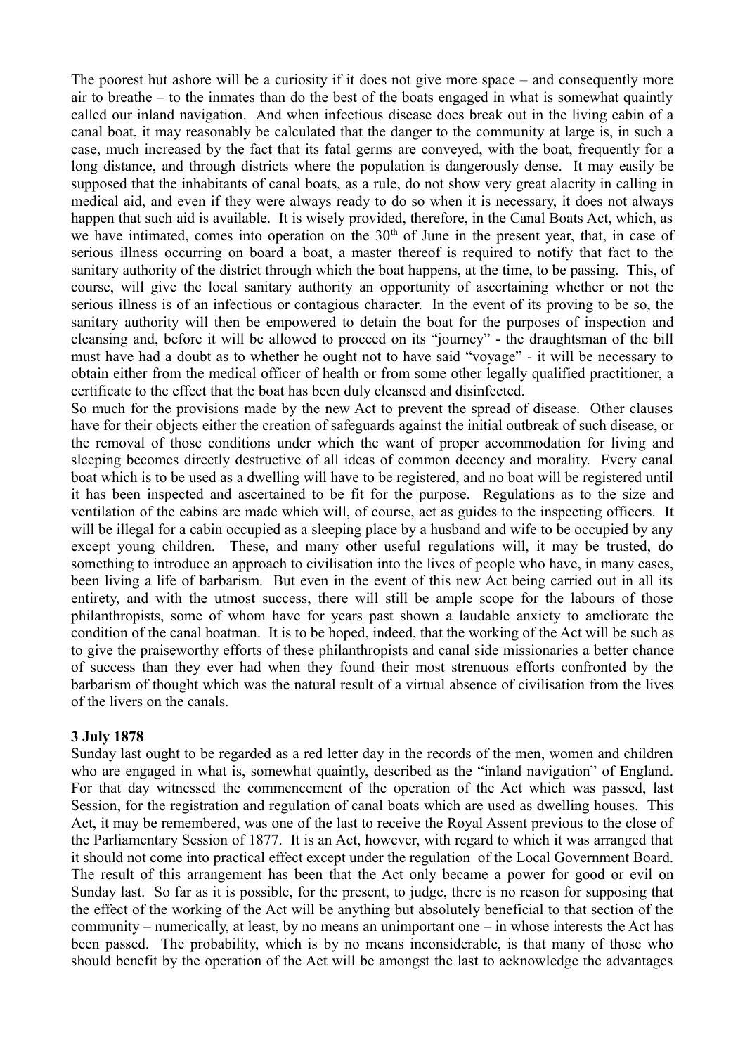The poorest hut ashore will be a curiosity if it does not give more space – and consequently more air to breathe – to the inmates than do the best of the boats engaged in what is somewhat quaintly called our inland navigation. And when infectious disease does break out in the living cabin of a canal boat, it may reasonably be calculated that the danger to the community at large is, in such a case, much increased by the fact that its fatal germs are conveyed, with the boat, frequently for a long distance, and through districts where the population is dangerously dense. It may easily be supposed that the inhabitants of canal boats, as a rule, do not show very great alacrity in calling in medical aid, and even if they were always ready to do so when it is necessary, it does not always happen that such aid is available. It is wisely provided, therefore, in the Canal Boats Act, which, as we have intimated, comes into operation on the 30th of June in the present year, that, in case of serious illness occurring on board a boat, a master thereof is required to notify that fact to the sanitary authority of the district through which the boat happens, at the time, to be passing. This, of course, will give the local sanitary authority an opportunity of ascertaining whether or not the serious illness is of an infectious or contagious character. In the event of its proving to be so, the sanitary authority will then be empowered to detain the boat for the purposes of inspection and cleansing and, before it will be allowed to proceed on its "journey" - the draughtsman of the bill must have had a doubt as to whether he ought not to have said "voyage" - it will be necessary to obtain either from the medical officer of health or from some other legally qualified practitioner, a certificate to the effect that the boat has been duly cleansed and disinfected.

So much for the provisions made by the new Act to prevent the spread of disease. Other clauses have for their objects either the creation of safeguards against the initial outbreak of such disease, or the removal of those conditions under which the want of proper accommodation for living and sleeping becomes directly destructive of all ideas of common decency and morality. Every canal boat which is to be used as a dwelling will have to be registered, and no boat will be registered until it has been inspected and ascertained to be fit for the purpose. Regulations as to the size and ventilation of the cabins are made which will, of course, act as guides to the inspecting officers. It will be illegal for a cabin occupied as a sleeping place by a husband and wife to be occupied by any except young children. These, and many other useful regulations will, it may be trusted, do something to introduce an approach to civilisation into the lives of people who have, in many cases, been living a life of barbarism. But even in the event of this new Act being carried out in all its entirety, and with the utmost success, there will still be ample scope for the labours of those philanthropists, some of whom have for years past shown a laudable anxiety to ameliorate the condition of the canal boatman. It is to be hoped, indeed, that the working of the Act will be such as to give the praiseworthy efforts of these philanthropists and canal side missionaries a better chance of success than they ever had when they found their most strenuous efforts confronted by the barbarism of thought which was the natural result of a virtual absence of civilisation from the lives of the livers on the canals.

**3 July 1878**

Sunday last ought to be regarded as a red letter day in the records of the men, women and children who are engaged in what is, somewhat quaintly, described as the "inland navigation" of England. For that day witnessed the commencement of the operation of the Act which was passed, last Session, for the registration and regulation of canal boats which are used as dwelling houses. This Act, it may be remembered, was one of the last to receive the Royal Assent previous to the close of the Parliamentary Session of 1877. It is an Act, however, with regard to which it was arranged that it should not come into practical effect except under the regulation of the Local Government Board. The result of this arrangement has been that the Act only became a power for good or evil on Sunday last. So far as it is possible, for the present, to judge, there is no reason for supposing that the effect of the working of the Act will be anything but absolutely beneficial to that section of the community – numerically, at least, by no means an unimportant one – in whose interests the Act has been passed. The probability, which is by no means inconsiderable, is that many of those who should benefit by the operation of the Act will be amongst the last to acknowledge the advantages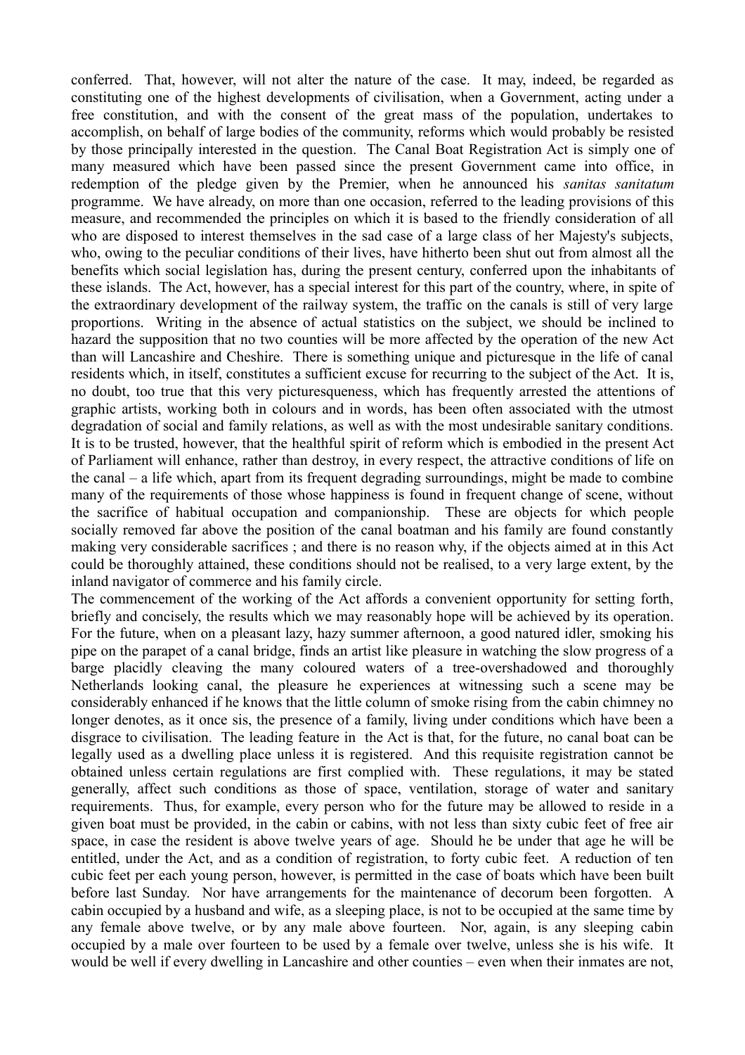conferred. That, however, will not alter the nature of the case. It may, indeed, be regarded as constituting one of the highest developments of civilisation, when a Government, acting under a free constitution, and with the consent of the great mass of the population, undertakes to accomplish, on behalf of large bodies of the community, reforms which would probably be resisted by those principally interested in the question. The Canal Boat Registration Act is simply one of many measured which have been passed since the present Government came into office, in redemption of the pledge given by the Premier, when he announced his *sanitas sanitatum* programme. We have already, on more than one occasion, referred to the leading provisions of this measure, and recommended the principles on which it is based to the friendly consideration of all who are disposed to interest themselves in the sad case of a large class of her Majesty's subjects, who, owing to the peculiar conditions of their lives, have hitherto been shut out from almost all the benefits which social legislation has, during the present century, conferred upon the inhabitants of these islands. The Act, however, has a special interest for this part of the country, where, in spite of the extraordinary development of the railway system, the traffic on the canals is still of very large proportions. Writing in the absence of actual statistics on the subject, we should be inclined to hazard the supposition that no two counties will be more affected by the operation of the new Act than will Lancashire and Cheshire. There is something unique and picturesque in the life of canal residents which, in itself, constitutes a sufficient excuse for recurring to the subject of the Act. It is, no doubt, too true that this very picturesqueness, which has frequently arrested the attentions of graphic artists, working both in colours and in words, has been often associated with the utmost degradation of social and family relations, as well as with the most undesirable sanitary conditions. It is to be trusted, however, that the healthful spirit of reform which is embodied in the present Act of Parliament will enhance, rather than destroy, in every respect, the attractive conditions of life on the canal – a life which, apart from its frequent degrading surroundings, might be made to combine many of the requirements of those whose happiness is found in frequent change of scene, without the sacrifice of habitual occupation and companionship. These are objects for which people socially removed far above the position of the canal boatman and his family are found constantly making very considerable sacrifices ; and there is no reason why, if the objects aimed at in this Act could be thoroughly attained, these conditions should not be realised, to a very large extent, by the inland navigator of commerce and his family circle.

The commencement of the working of the Act affords a convenient opportunity for setting forth, briefly and concisely, the results which we may reasonably hope will be achieved by its operation. For the future, when on a pleasant lazy, hazy summer afternoon, a good natured idler, smoking his pipe on the parapet of a canal bridge, finds an artist like pleasure in watching the slow progress of a barge placidly cleaving the many coloured waters of a tree-overshadowed and thoroughly Netherlands looking canal, the pleasure he experiences at witnessing such a scene may be considerably enhanced if he knows that the little column of smoke rising from the cabin chimney no longer denotes, as it once sis, the presence of a family, living under conditions which have been a disgrace to civilisation. The leading feature in the Act is that, for the future, no canal boat can be legally used as a dwelling place unless it is registered. And this requisite registration cannot be obtained unless certain regulations are first complied with. These regulations, it may be stated generally, affect such conditions as those of space, ventilation, storage of water and sanitary requirements. Thus, for example, every person who for the future may be allowed to reside in a given boat must be provided, in the cabin or cabins, with not less than sixty cubic feet of free air space, in case the resident is above twelve years of age. Should he be under that age he will be entitled, under the Act, and as a condition of registration, to forty cubic feet. A reduction of ten cubic feet per each young person, however, is permitted in the case of boats which have been built before last Sunday. Nor have arrangements for the maintenance of decorum been forgotten. A cabin occupied by a husband and wife, as a sleeping place, is not to be occupied at the same time by any female above twelve, or by any male above fourteen. Nor, again, is any sleeping cabin occupied by a male over fourteen to be used by a female over twelve, unless she is his wife. It would be well if every dwelling in Lancashire and other counties – even when their inmates are not,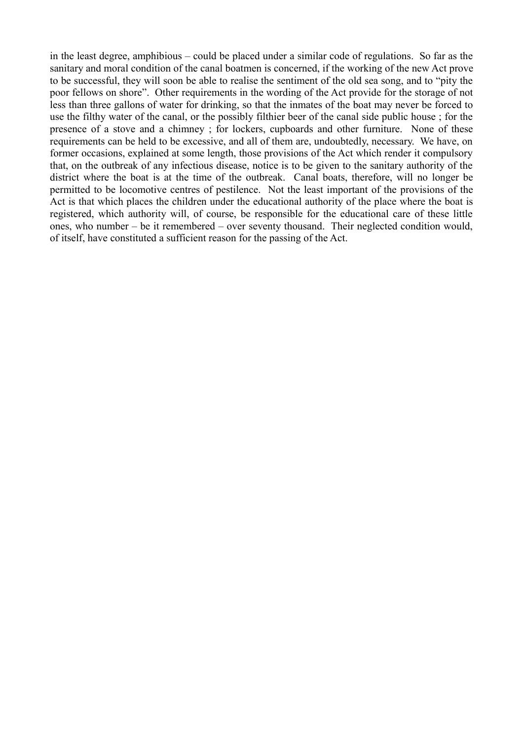in the least degree, amphibious – could be placed under a similar code of regulations. So far as the sanitary and moral condition of the canal boatmen is concerned, if the working of the new Act prove to be successful, they will soon be able to realise the sentiment of the old sea song, and to "pity the poor fellows on shore". Other requirements in the wording of the Act provide for the storage of not less than three gallons of water for drinking, so that the inmates of the boat may never be forced to use the filthy water of the canal, or the possibly filthier beer of the canal side public house ; for the presence of a stove and a chimney ; for lockers, cupboards and other furniture. None of these requirements can be held to be excessive, and all of them are, undoubtedly, necessary. We have, on former occasions, explained at some length, those provisions of the Act which render it compulsory that, on the outbreak of any infectious disease, notice is to be given to the sanitary authority of the district where the boat is at the time of the outbreak. Canal boats, therefore, will no longer be permitted to be locomotive centres of pestilence. Not the least important of the provisions of the Act is that which places the children under the educational authority of the place where the boat is registered, which authority will, of course, be responsible for the educational care of these little ones, who number – be it remembered – over seventy thousand. Their neglected condition would, of itself, have constituted a sufficient reason for the passing of the Act.